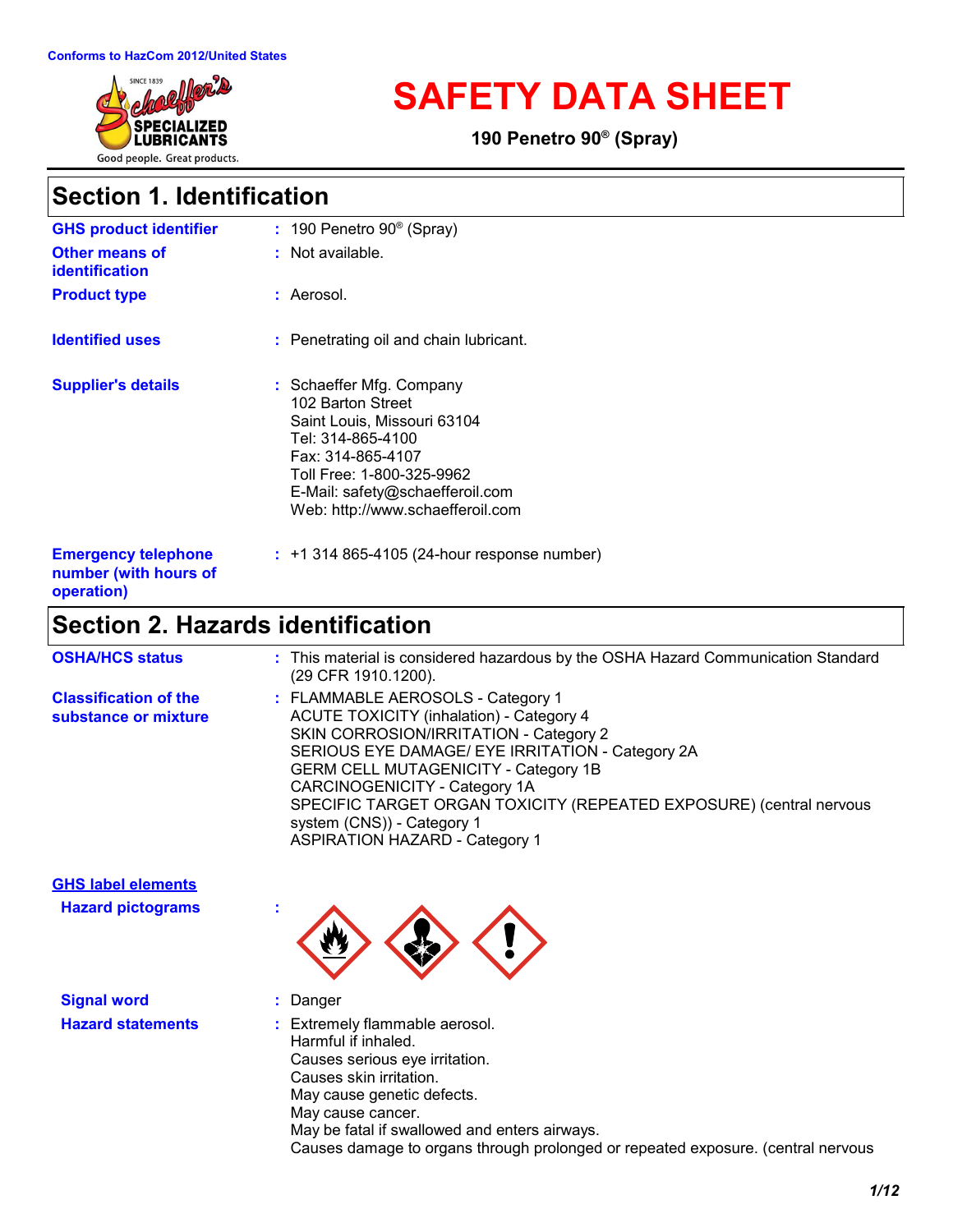Conforms to HazCom 2012/United States

# SAFETY DATA SHEET

**190 Penetro 90® (Spray)**

## Section 1. Identification

**GHS product identifier** : 190 Penetro 90® (Spray)

**Other means of identification** : Not available.

**Product type** : Aerosol.

**Identified uses** : Penetrating oil and chain lubricant.

**Supplier's details** : Schaeffer Mfg. Company
102 Barton Street
Saint Louis, Missouri 63104
Tel: 314-865-4100
Fax: 314-865-4107
Toll Free: 1-800-325-9962
E-Mail: safety@schaefferoil.com
Web: http://www.schaefferoil.com

**Emergency telephone number (with hours of operation)** : +1 314 865-4105 (24-hour response number)

## Section 2. Hazards identification

**OSHA/HCS status** : This material is considered hazardous by the OSHA Hazard Communication Standard (29 CFR 1910.1200).

**Classification of the substance or mixture** : FLAMMABLE AEROSOLS - Category 1
ACUTE TOXICITY (inhalation) - Category 4
SKIN CORROSION/IRRITATION - Category 2
SERIOUS EYE DAMAGE/ EYE IRRITATION - Category 2A
GERM CELL MUTAGENICITY - Category 1B
CARCINOGENICITY - Category 1A
SPECIFIC TARGET ORGAN TOXICITY (REPEATED EXPOSURE) (central nervous system (CNS)) - Category 1
ASPIRATION HAZARD - Category 1

**GHS label elements**

**Hazard pictograms** :

**Signal word** : Danger

**Hazard statements** : Extremely flammable aerosol.
Harmful if inhaled.
Causes serious eye irritation.
Causes skin irritation.
May cause genetic defects.
May cause cancer.
May be fatal if swallowed and enters airways.
Causes damage to organs through prolonged or repeated exposure. (central nervous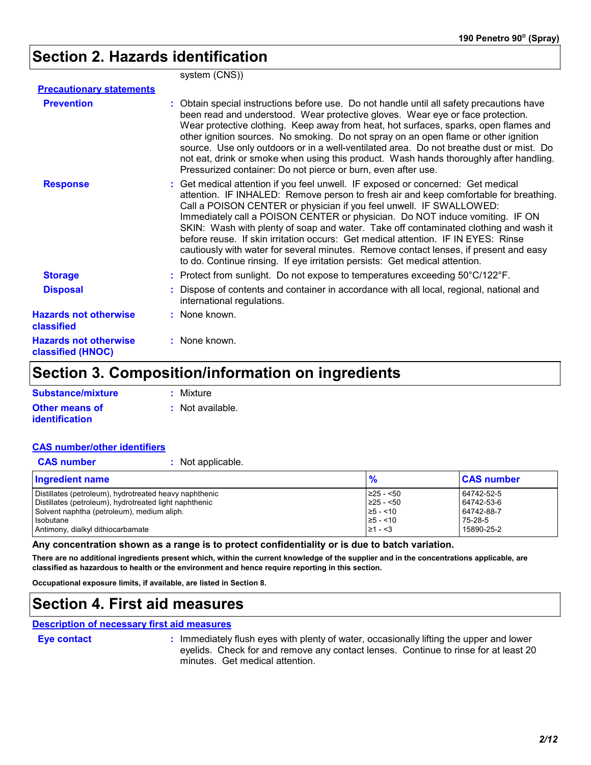## Section 2. Hazards identification

system (CNS))

**Precautionary statements**

**Prevention** : Obtain special instructions before use. Do not handle until all safety precautions have been read and understood. Wear protective gloves. Wear eye or face protection. Wear protective clothing. Keep away from heat, hot surfaces, sparks, open flames and other ignition sources. No smoking. Do not spray on an open flame or other ignition source. Use only outdoors or in a well-ventilated area. Do not breathe dust or mist. Do not eat, drink or smoke when using this product. Wash hands thoroughly after handling. Pressurized container: Do not pierce or burn, even after use.

**Response** : Get medical attention if you feel unwell. IF exposed or concerned: Get medical attention. IF INHALED: Remove person to fresh air and keep comfortable for breathing. Call a POISON CENTER or physician if you feel unwell. IF SWALLOWED: Immediately call a POISON CENTER or physician. Do NOT induce vomiting. IF ON SKIN: Wash with plenty of soap and water. Take off contaminated clothing and wash it before reuse. If skin irritation occurs: Get medical attention. IF IN EYES: Rinse cautiously with water for several minutes. Remove contact lenses, if present and easy to do. Continue rinsing. If eye irritation persists: Get medical attention.

**Storage** : Protect from sunlight. Do not expose to temperatures exceeding 50°C/122°F.

**Disposal** : Dispose of contents and container in accordance with all local, regional, national and international regulations.

**Hazards not otherwise classified** : None known.

**Hazards not otherwise classified (HNOC)** : None known.

## Section 3. Composition/information on ingredients

**Substance/mixture** : Mixture

**Other means of identification** : Not available.

**CAS number/other identifiers**

**CAS number** : Not applicable.

| Ingredient name | % | CAS number |
|---|---|---|
| Distillates (petroleum), hydrotreated heavy naphthenic | ≥25 - <50 | 64742-52-5 |
| Distillates (petroleum), hydrotreated light naphthenic | ≥25 - <50 | 64742-53-6 |
| Solvent naphtha (petroleum), medium aliph. | ≥5 - <10 | 64742-88-7 |
| Isobutane | ≥5 - <10 | 75-28-5 |
| Antimony, dialkyl dithiocarbamate | ≥1 - <3 | 15890-25-2 |

**Any concentration shown as a range is to protect confidentiality or is due to batch variation.**

**There are no additional ingredients present which, within the current knowledge of the supplier and in the concentrations applicable, are classified as hazardous to health or the environment and hence require reporting in this section.**

**Occupational exposure limits, if available, are listed in Section 8.**

## Section 4. First aid measures

**Description of necessary first aid measures**

**Eye contact** : Immediately flush eyes with plenty of water, occasionally lifting the upper and lower eyelids. Check for and remove any contact lenses. Continue to rinse for at least 20 minutes. Get medical attention.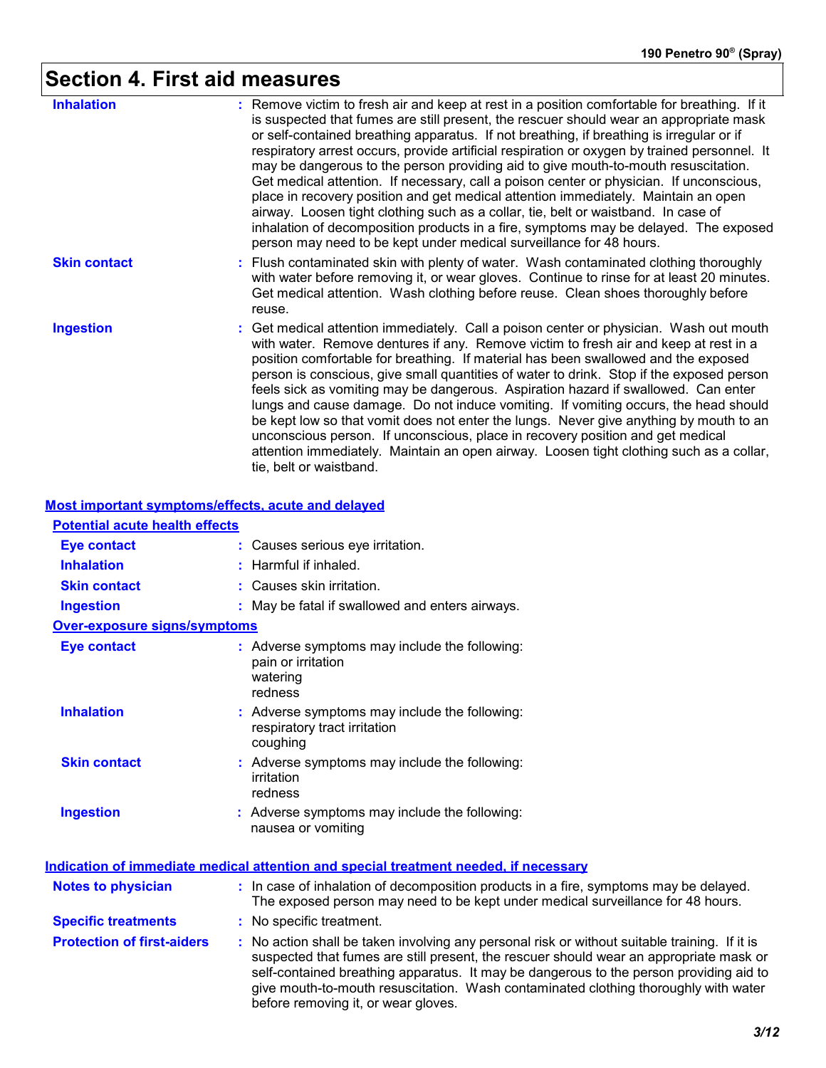# Section 4. First aid measures

**Inhalation** : Remove victim to fresh air and keep at rest in a position comfortable for breathing. If it is suspected that fumes are still present, the rescuer should wear an appropriate mask or self-contained breathing apparatus. If not breathing, if breathing is irregular or if respiratory arrest occurs, provide artificial respiration or oxygen by trained personnel. It may be dangerous to the person providing aid to give mouth-to-mouth resuscitation. Get medical attention. If necessary, call a poison center or physician. If unconscious, place in recovery position and get medical attention immediately. Maintain an open airway. Loosen tight clothing such as a collar, tie, belt or waistband. In case of inhalation of decomposition products in a fire, symptoms may be delayed. The exposed person may need to be kept under medical surveillance for 48 hours.

**Skin contact** : Flush contaminated skin with plenty of water. Wash contaminated clothing thoroughly with water before removing it, or wear gloves. Continue to rinse for at least 20 minutes. Get medical attention. Wash clothing before reuse. Clean shoes thoroughly before reuse.

**Ingestion** : Get medical attention immediately. Call a poison center or physician. Wash out mouth with water. Remove dentures if any. Remove victim to fresh air and keep at rest in a position comfortable for breathing. If material has been swallowed and the exposed person is conscious, give small quantities of water to drink. Stop if the exposed person feels sick as vomiting may be dangerous. Aspiration hazard if swallowed. Can enter lungs and cause damage. Do not induce vomiting. If vomiting occurs, the head should be kept low so that vomit does not enter the lungs. Never give anything by mouth to an unconscious person. If unconscious, place in recovery position and get medical attention immediately. Maintain an open airway. Loosen tight clothing such as a collar, tie, belt or waistband.

## Most important symptoms/effects, acute and delayed

### Potential acute health effects

**Eye contact** : Causes serious eye irritation.

**Inhalation** : Harmful if inhaled.

**Skin contact** : Causes skin irritation.

**Ingestion** : May be fatal if swallowed and enters airways.

### Over-exposure signs/symptoms

**Eye contact** : Adverse symptoms may include the following:
pain or irritation
watering
redness

**Inhalation** : Adverse symptoms may include the following:
respiratory tract irritation
coughing

**Skin contact** : Adverse symptoms may include the following:
irritation
redness

**Ingestion** : Adverse symptoms may include the following:
nausea or vomiting

## Indication of immediate medical attention and special treatment needed, if necessary

**Notes to physician** : In case of inhalation of decomposition products in a fire, symptoms may be delayed. The exposed person may need to be kept under medical surveillance for 48 hours.

**Specific treatments** : No specific treatment.

**Protection of first-aiders** : No action shall be taken involving any personal risk or without suitable training. If it is suspected that fumes are still present, the rescuer should wear an appropriate mask or self-contained breathing apparatus. It may be dangerous to the person providing aid to give mouth-to-mouth resuscitation. Wash contaminated clothing thoroughly with water before removing it, or wear gloves.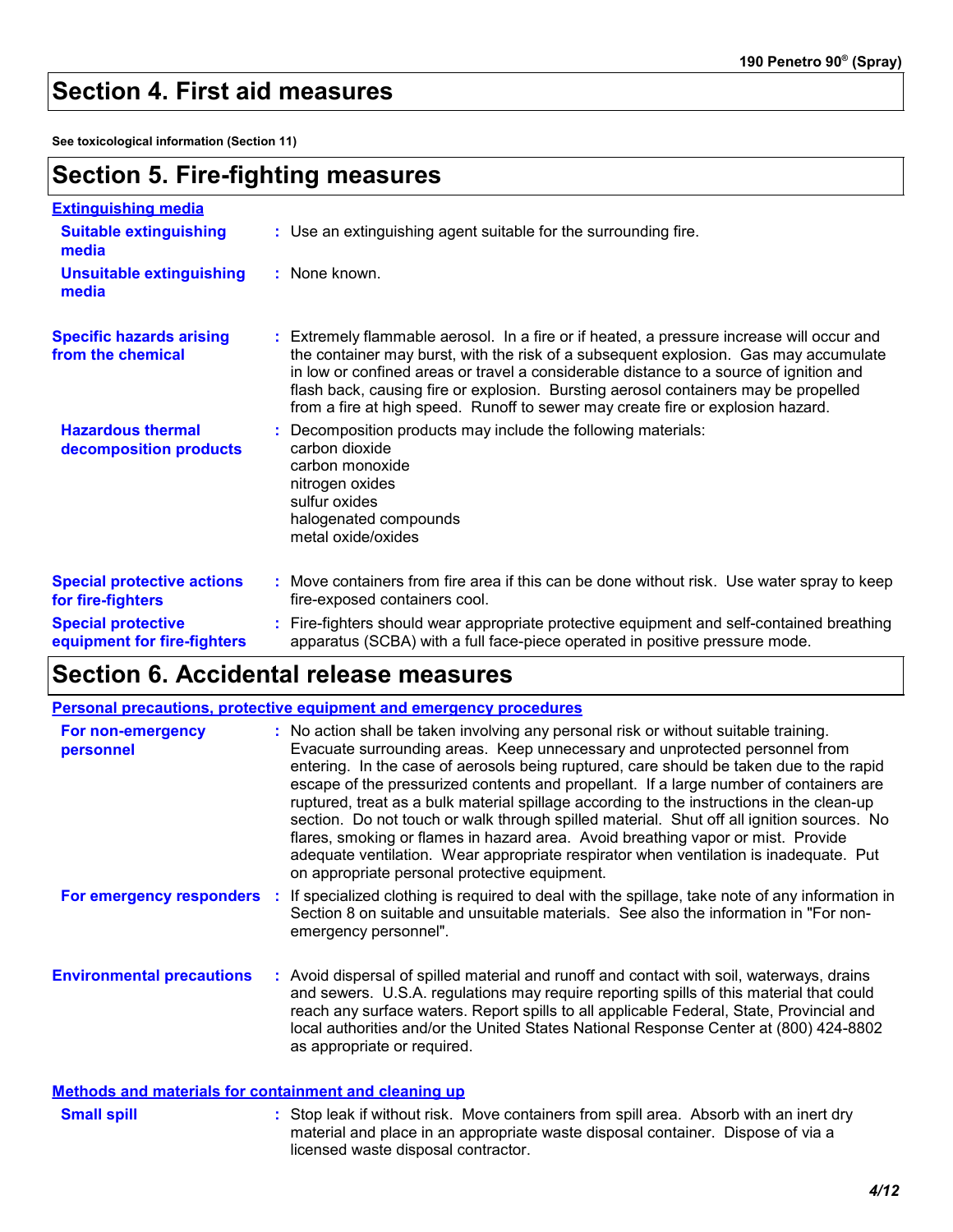## Section 4. First aid measures

**See toxicological information (Section 11)**

## Section 5. Fire-fighting measures

**Extinguishing media**

**Suitable extinguishing media** : Use an extinguishing agent suitable for the surrounding fire.

**Unsuitable extinguishing media** : None known.

**Specific hazards arising from the chemical** : Extremely flammable aerosol. In a fire or if heated, a pressure increase will occur and the container may burst, with the risk of a subsequent explosion. Gas may accumulate in low or confined areas or travel a considerable distance to a source of ignition and flash back, causing fire or explosion. Bursting aerosol containers may be propelled from a fire at high speed. Runoff to sewer may create fire or explosion hazard.

**Hazardous thermal decomposition products** : Decomposition products may include the following materials:
carbon dioxide
carbon monoxide
nitrogen oxides
sulfur oxides
halogenated compounds
metal oxide/oxides

**Special protective actions for fire-fighters** : Move containers from fire area if this can be done without risk. Use water spray to keep fire-exposed containers cool.

**Special protective equipment for fire-fighters** : Fire-fighters should wear appropriate protective equipment and self-contained breathing apparatus (SCBA) with a full face-piece operated in positive pressure mode.

## Section 6. Accidental release measures

**Personal precautions, protective equipment and emergency procedures**

**For non-emergency personnel** : No action shall be taken involving any personal risk or without suitable training. Evacuate surrounding areas. Keep unnecessary and unprotected personnel from entering. In the case of aerosols being ruptured, care should be taken due to the rapid escape of the pressurized contents and propellant. If a large number of containers are ruptured, treat as a bulk material spillage according to the instructions in the clean-up section. Do not touch or walk through spilled material. Shut off all ignition sources. No flares, smoking or flames in hazard area. Avoid breathing vapor or mist. Provide adequate ventilation. Wear appropriate respirator when ventilation is inadequate. Put on appropriate personal protective equipment.

**For emergency responders** : If specialized clothing is required to deal with the spillage, take note of any information in Section 8 on suitable and unsuitable materials. See also the information in "For non-emergency personnel".

**Environmental precautions** : Avoid dispersal of spilled material and runoff and contact with soil, waterways, drains and sewers. U.S.A. regulations may require reporting spills of this material that could reach any surface waters. Report spills to all applicable Federal, State, Provincial and local authorities and/or the United States National Response Center at (800) 424-8802 as appropriate or required.

**Methods and materials for containment and cleaning up**

**Small spill** : Stop leak if without risk. Move containers from spill area. Absorb with an inert dry material and place in an appropriate waste disposal container. Dispose of via a licensed waste disposal contractor.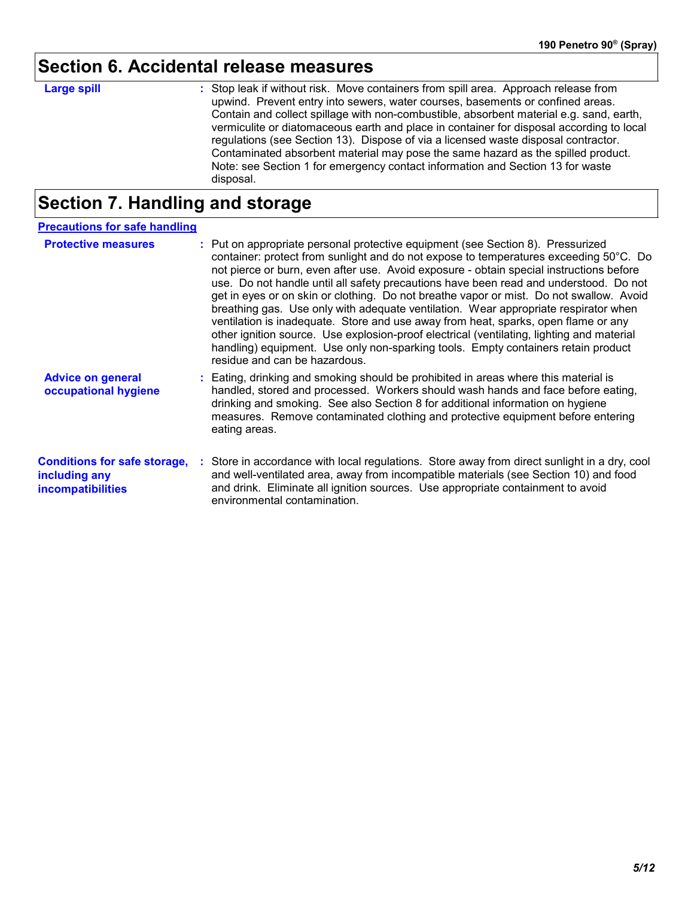# Section 6. Accidental release measures

**Large spill** : Stop leak if without risk. Move containers from spill area. Approach release from upwind. Prevent entry into sewers, water courses, basements or confined areas. Contain and collect spillage with non-combustible, absorbent material e.g. sand, earth, vermiculite or diatomaceous earth and place in container for disposal according to local regulations (see Section 13). Dispose of via a licensed waste disposal contractor. Contaminated absorbent material may pose the same hazard as the spilled product. Note: see Section 1 for emergency contact information and Section 13 for waste disposal.

# Section 7. Handling and storage

## Precautions for safe handling

**Protective measures** : Put on appropriate personal protective equipment (see Section 8). Pressurized container: protect from sunlight and do not expose to temperatures exceeding 50°C. Do not pierce or burn, even after use. Avoid exposure - obtain special instructions before use. Do not handle until all safety precautions have been read and understood. Do not get in eyes or on skin or clothing. Do not breathe vapor or mist. Do not swallow. Avoid breathing gas. Use only with adequate ventilation. Wear appropriate respirator when ventilation is inadequate. Store and use away from heat, sparks, open flame or any other ignition source. Use explosion-proof electrical (ventilating, lighting and material handling) equipment. Use only non-sparking tools. Empty containers retain product residue and can be hazardous.

**Advice on general occupational hygiene** : Eating, drinking and smoking should be prohibited in areas where this material is handled, stored and processed. Workers should wash hands and face before eating, drinking and smoking. See also Section 8 for additional information on hygiene measures. Remove contaminated clothing and protective equipment before entering eating areas.

**Conditions for safe storage, including any incompatibilities** : Store in accordance with local regulations. Store away from direct sunlight in a dry, cool and well-ventilated area, away from incompatible materials (see Section 10) and food and drink. Eliminate all ignition sources. Use appropriate containment to avoid environmental contamination.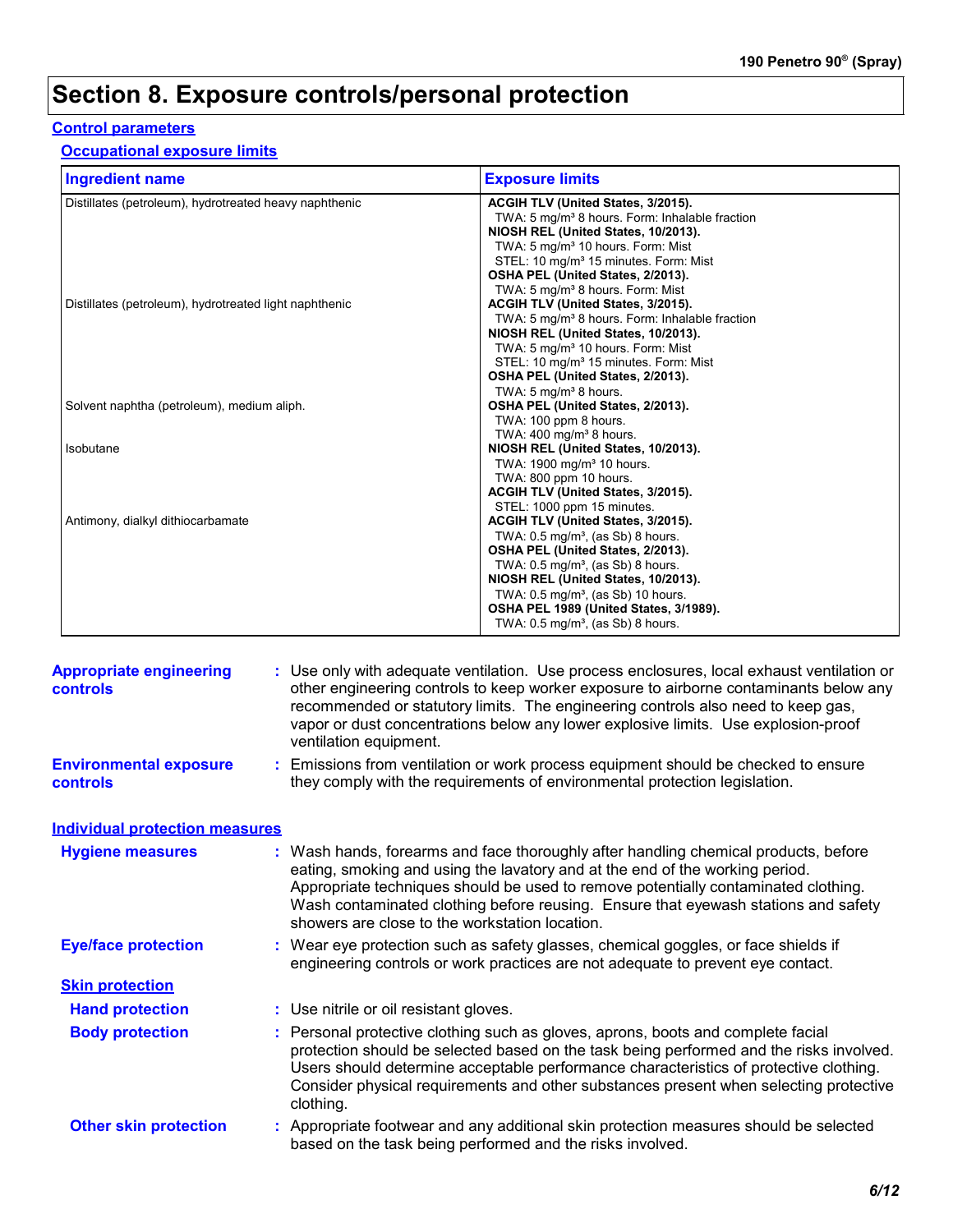# Section 8. Exposure controls/personal protection

## Control parameters

### Occupational exposure limits

| Ingredient name | Exposure limits |
|---|---|
| Distillates (petroleum), hydrotreated heavy naphthenic | **ACGIH TLV (United States, 3/2015).**<br>TWA: 5 mg/m³ 8 hours. Form: Inhalable fraction<br>**NIOSH REL (United States, 10/2013).**<br>TWA: 5 mg/m³ 10 hours. Form: Mist<br>STEL: 10 mg/m³ 15 minutes. Form: Mist<br>**OSHA PEL (United States, 2/2013).**<br>TWA: 5 mg/m³ 8 hours. Form: Mist |
| Distillates (petroleum), hydrotreated light naphthenic | **ACGIH TLV (United States, 3/2015).**<br>TWA: 5 mg/m³ 8 hours. Form: Inhalable fraction<br>**NIOSH REL (United States, 10/2013).**<br>TWA: 5 mg/m³ 10 hours. Form: Mist<br>STEL: 10 mg/m³ 15 minutes. Form: Mist<br>**OSHA PEL (United States, 2/2013).**<br>TWA: 5 mg/m³ 8 hours. |
| Solvent naphtha (petroleum), medium aliph. | **OSHA PEL (United States, 2/2013).**<br>TWA: 100 ppm 8 hours.<br>TWA: 400 mg/m³ 8 hours. |
| Isobutane | **NIOSH REL (United States, 10/2013).**<br>TWA: 1900 mg/m³ 10 hours.<br>TWA: 800 ppm 10 hours.<br>**ACGIH TLV (United States, 3/2015).**<br>STEL: 1000 ppm 15 minutes. |
| Antimony, dialkyl dithiocarbamate | **ACGIH TLV (United States, 3/2015).**<br>TWA: 0.5 mg/m³, (as Sb) 8 hours.<br>**OSHA PEL (United States, 2/2013).**<br>TWA: 0.5 mg/m³, (as Sb) 8 hours.<br>**NIOSH REL (United States, 10/2013).**<br>TWA: 0.5 mg/m³, (as Sb) 10 hours.<br>**OSHA PEL 1989 (United States, 3/1989).**<br>TWA: 0.5 mg/m³, (as Sb) 8 hours. |

**Appropriate engineering controls** : Use only with adequate ventilation. Use process enclosures, local exhaust ventilation or other engineering controls to keep worker exposure to airborne contaminants below any recommended or statutory limits. The engineering controls also need to keep gas, vapor or dust concentrations below any lower explosive limits. Use explosion-proof ventilation equipment.

**Environmental exposure controls** : Emissions from ventilation or work process equipment should be checked to ensure they comply with the requirements of environmental protection legislation.

## Individual protection measures

**Hygiene measures** : Wash hands, forearms and face thoroughly after handling chemical products, before eating, smoking and using the lavatory and at the end of the working period. Appropriate techniques should be used to remove potentially contaminated clothing. Wash contaminated clothing before reusing. Ensure that eyewash stations and safety showers are close to the workstation location.

**Eye/face protection** : Wear eye protection such as safety glasses, chemical goggles, or face shields if engineering controls or work practices are not adequate to prevent eye contact.

### Skin protection

**Hand protection** : Use nitrile or oil resistant gloves.

**Body protection** : Personal protective clothing such as gloves, aprons, boots and complete facial protection should be selected based on the task being performed and the risks involved. Users should determine acceptable performance characteristics of protective clothing. Consider physical requirements and other substances present when selecting protective clothing.

**Other skin protection** : Appropriate footwear and any additional skin protection measures should be selected based on the task being performed and the risks involved.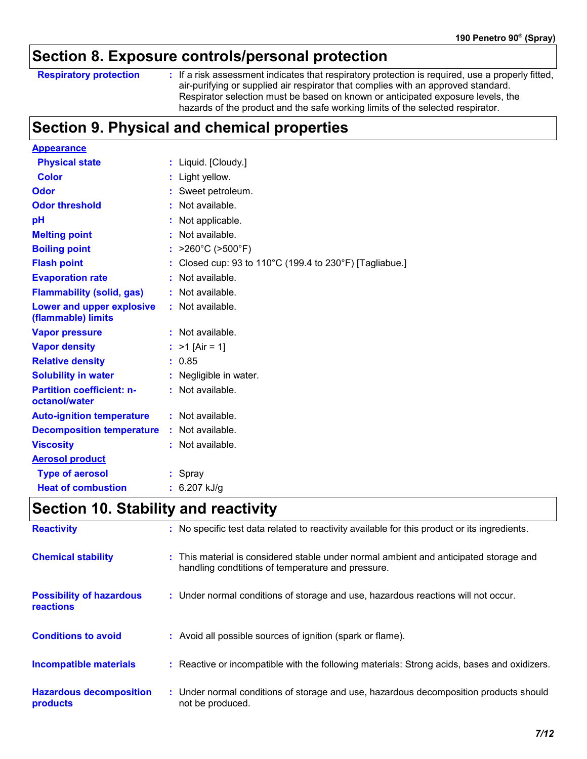## Section 8. Exposure controls/personal protection

**Respiratory protection** : If a risk assessment indicates that respiratory protection is required, use a properly fitted, air-purifying or supplied air respirator that complies with an approved standard. Respirator selection must be based on known or anticipated exposure levels, the hazards of the product and the safe working limits of the selected respirator.

## Section 9. Physical and chemical properties

**Appearance**

| | |
|---|---|
| **Physical state** | : Liquid. [Cloudy.] |
| **Color** | : Light yellow. |
| **Odor** | : Sweet petroleum. |
| **Odor threshold** | : Not available. |
| **pH** | : Not applicable. |
| **Melting point** | : Not available. |
| **Boiling point** | : >260°C (>500°F) |
| **Flash point** | : Closed cup: 93 to 110°C (199.4 to 230°F) [Tagliabue.] |
| **Evaporation rate** | : Not available. |
| **Flammability (solid, gas)** | : Not available. |
| **Lower and upper explosive (flammable) limits** | : Not available. |
| **Vapor pressure** | : Not available. |
| **Vapor density** | : >1 [Air = 1] |
| **Relative density** | : 0.85 |
| **Solubility in water** | : Negligible in water. |
| **Partition coefficient: n-octanol/water** | : Not available. |
| **Auto-ignition temperature** | : Not available. |
| **Decomposition temperature** | : Not available. |
| **Viscosity** | : Not available. |

**Aerosol product**

| | |
|---|---|
| **Type of aerosol** | : Spray |
| **Heat of combustion** | : 6.207 kJ/g |

## Section 10. Stability and reactivity

| | |
|---|---|
| **Reactivity** | : No specific test data related to reactivity available for this product or its ingredients. |
| **Chemical stability** | : This material is considered stable under normal ambient and anticipated storage and handling condtitions of temperature and pressure. |
| **Possibility of hazardous reactions** | : Under normal conditions of storage and use, hazardous reactions will not occur. |
| **Conditions to avoid** | : Avoid all possible sources of ignition (spark or flame). |
| **Incompatible materials** | : Reactive or incompatible with the following materials: Strong acids, bases and oxidizers. |
| **Hazardous decomposition products** | : Under normal conditions of storage and use, hazardous decomposition products should not be produced. |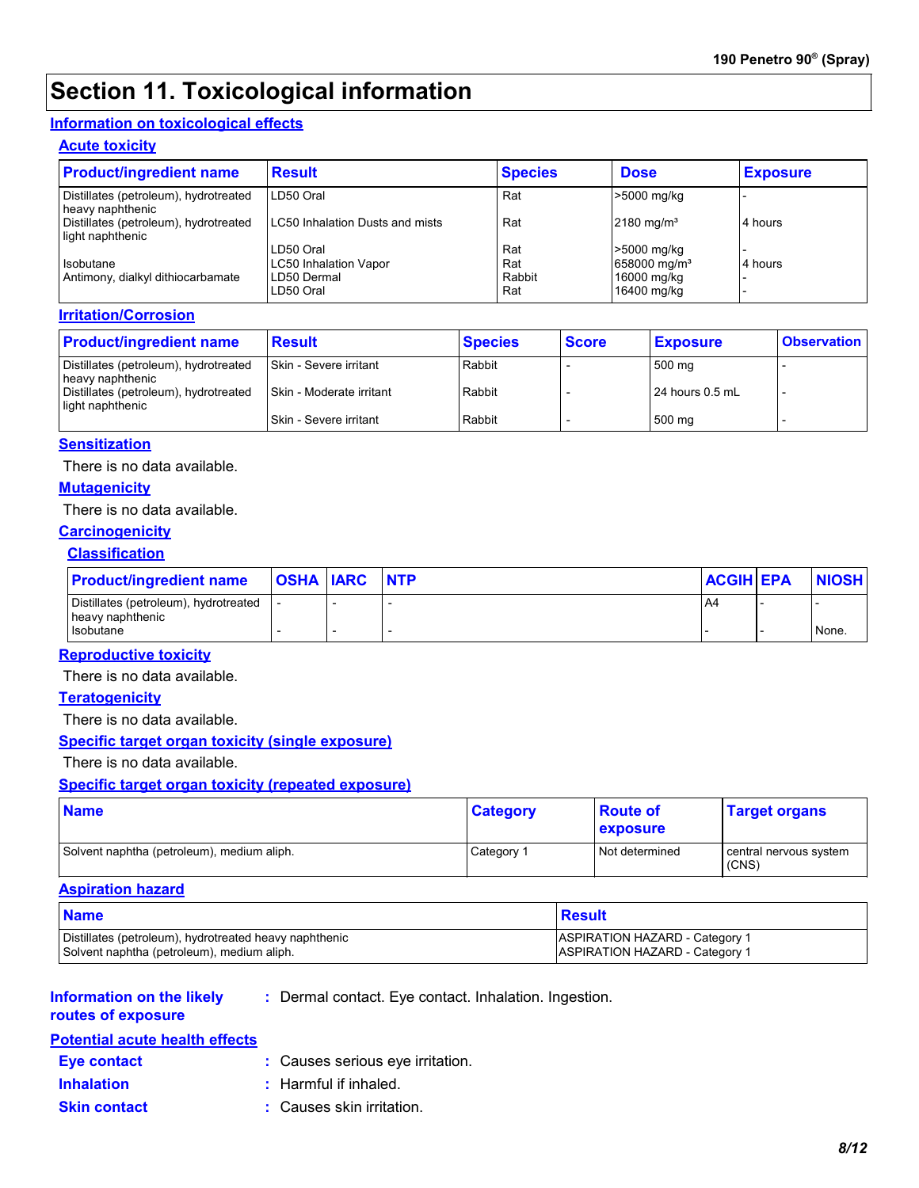# Section 11. Toxicological information

## Information on toxicological effects

### Acute toxicity

| Product/ingredient name | Result | Species | Dose | Exposure |
|---|---|---|---|---|
| Distillates (petroleum), hydrotreated heavy naphthenic | LD50 Oral | Rat | >5000 mg/kg | - |
| Distillates (petroleum), hydrotreated light naphthenic | LC50 Inhalation Dusts and mists | Rat | 2180 mg/m³ | 4 hours |
| | LD50 Oral | Rat | >5000 mg/kg | - |
| Isobutane | LC50 Inhalation Vapor | Rat | 658000 mg/m³ | 4 hours |
| Antimony, dialkyl dithiocarbamate | LD50 Dermal | Rabbit | 16000 mg/kg | - |
| | LD50 Oral | Rat | 16400 mg/kg | - |

### Irritation/Corrosion

| Product/ingredient name | Result | Species | Score | Exposure | Observation |
|---|---|---|---|---|---|
| Distillates (petroleum), hydrotreated heavy naphthenic | Skin - Severe irritant | Rabbit | - | 500 mg | - |
| Distillates (petroleum), hydrotreated light naphthenic | Skin - Moderate irritant | Rabbit | - | 24 hours 0.5 mL | - |
| | Skin - Severe irritant | Rabbit | - | 500 mg | - |

### Sensitization

There is no data available.

### Mutagenicity

There is no data available.

### Carcinogenicity

#### Classification

| Product/ingredient name | OSHA | IARC | NTP | ACGIH | EPA | NIOSH |
|---|---|---|---|---|---|---|
| Distillates (petroleum), hydrotreated heavy naphthenic | - | - | - | A4 | - | - |
| Isobutane | - | - | - | - | - | None. |

### Reproductive toxicity

There is no data available.

### Teratogenicity

There is no data available.

### Specific target organ toxicity (single exposure)

There is no data available.

### Specific target organ toxicity (repeated exposure)

| Name | Category | Route of exposure | Target organs |
|---|---|---|---|
| Solvent naphtha (petroleum), medium aliph. | Category 1 | Not determined | central nervous system (CNS) |

### Aspiration hazard

| Name | Result |
|---|---|
| Distillates (petroleum), hydrotreated heavy naphthenic | ASPIRATION HAZARD - Category 1 |
| Solvent naphtha (petroleum), medium aliph. | ASPIRATION HAZARD - Category 1 |

**Information on the likely routes of exposure** : Dermal contact. Eye contact. Inhalation. Ingestion.

## Potential acute health effects

**Eye contact** : Causes serious eye irritation.

**Inhalation** : Harmful if inhaled.

**Skin contact** : Causes skin irritation.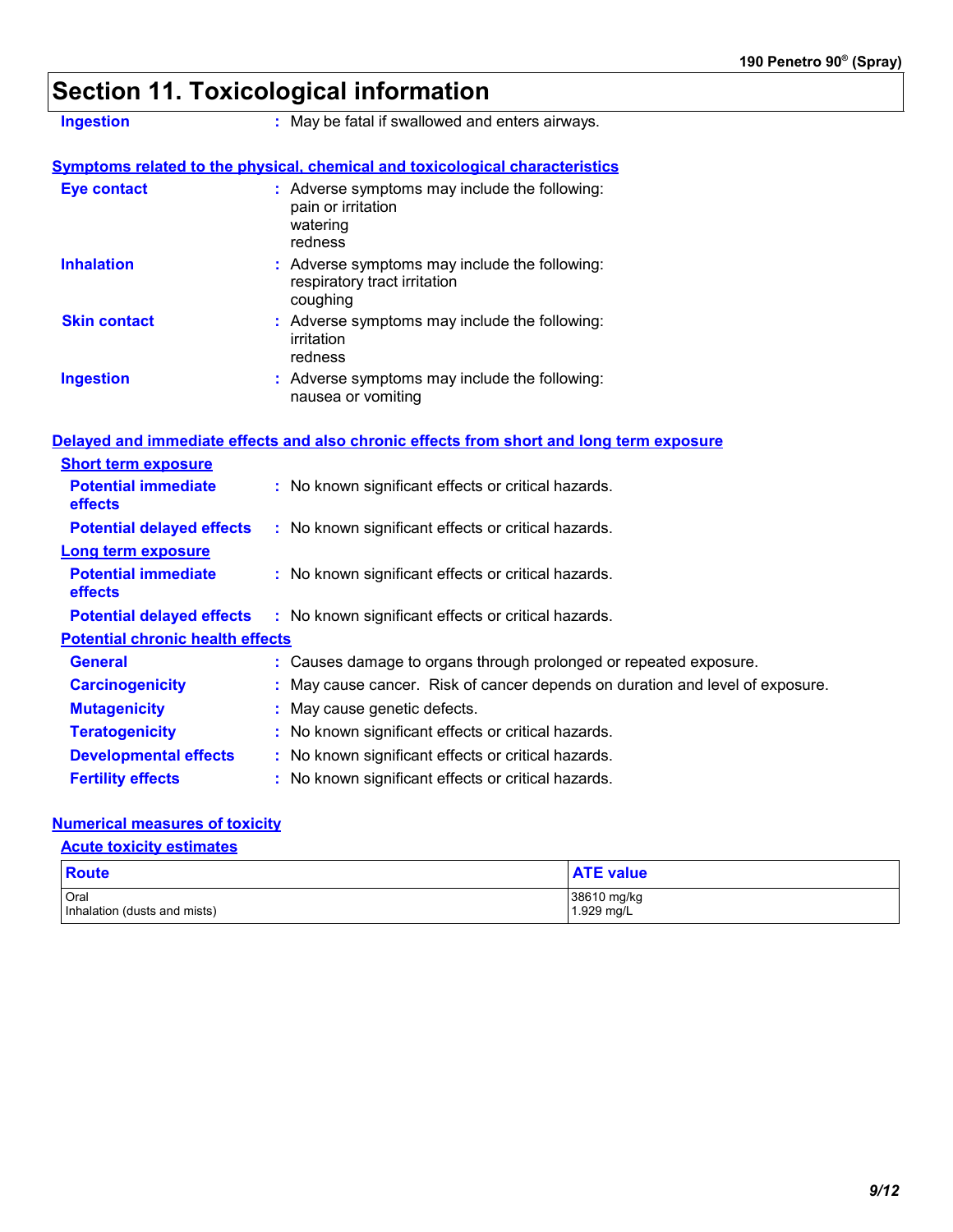# Section 11. Toxicological information

**Ingestion** : May be fatal if swallowed and enters airways.

## Symptoms related to the physical, chemical and toxicological characteristics

**Eye contact** : Adverse symptoms may include the following:
pain or irritation
watering
redness

**Inhalation** : Adverse symptoms may include the following:
respiratory tract irritation
coughing

**Skin contact** : Adverse symptoms may include the following:
irritation
redness

**Ingestion** : Adverse symptoms may include the following:
nausea or vomiting

## Delayed and immediate effects and also chronic effects from short and long term exposure

### Short term exposure

**Potential immediate effects** : No known significant effects or critical hazards.

**Potential delayed effects** : No known significant effects or critical hazards.

### Long term exposure

**Potential immediate effects** : No known significant effects or critical hazards.

**Potential delayed effects** : No known significant effects or critical hazards.

### Potential chronic health effects

**General** : Causes damage to organs through prolonged or repeated exposure.

**Carcinogenicity** : May cause cancer. Risk of cancer depends on duration and level of exposure.

**Mutagenicity** : May cause genetic defects.

**Teratogenicity** : No known significant effects or critical hazards.

**Developmental effects** : No known significant effects or critical hazards.

**Fertility effects** : No known significant effects or critical hazards.

## Numerical measures of toxicity

### Acute toxicity estimates

| Route | ATE value |
|---|---|
| Oral | 38610 mg/kg |
| Inhalation (dusts and mists) | 1.929 mg/L |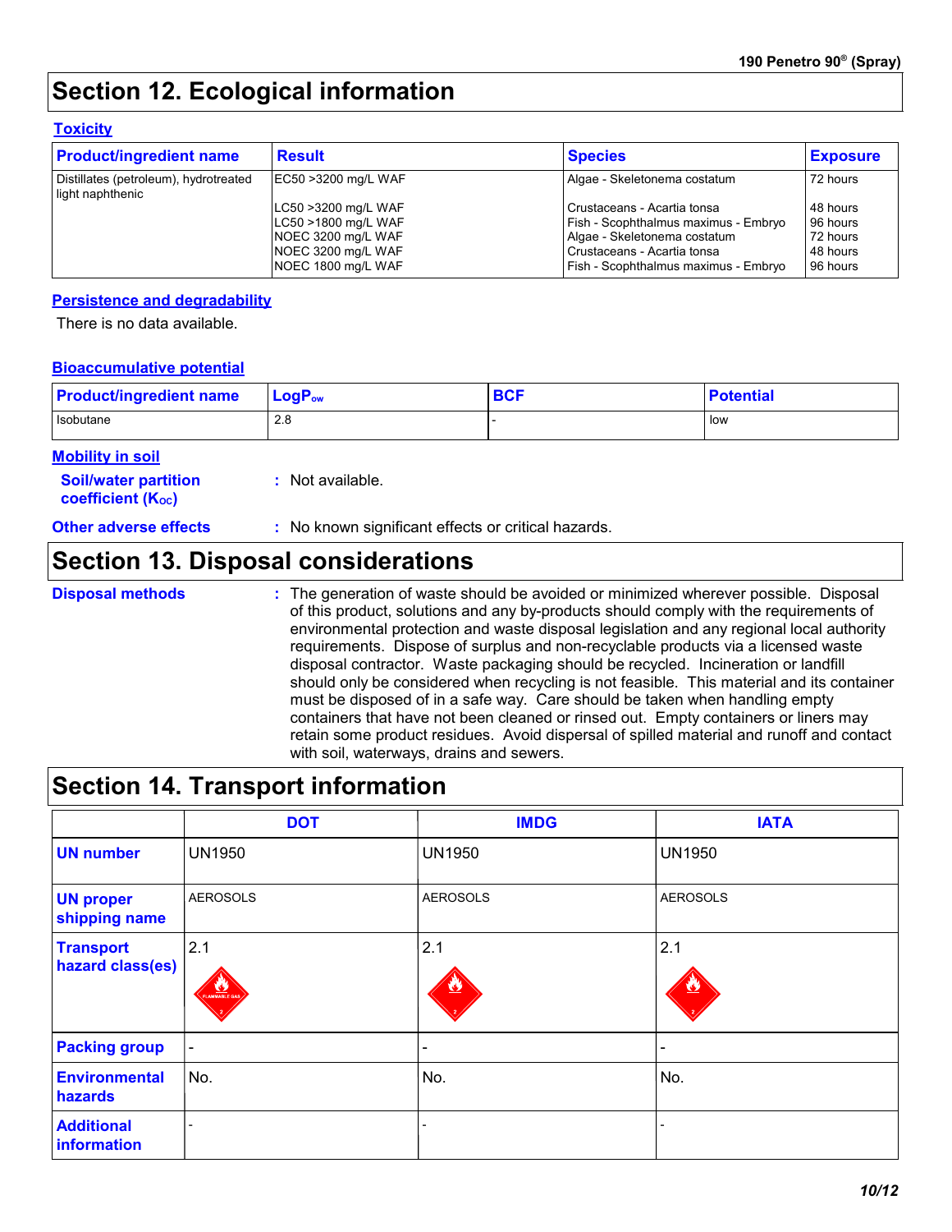## Section 12. Ecological information

### Toxicity

| Product/ingredient name | Result | Species | Exposure |
|---|---|---|---|
| Distillates (petroleum), hydrotreated light naphthenic | EC50 >3200 mg/L WAF | Algae - Skeletonema costatum | 72 hours |
| | LC50 >3200 mg/L WAF | Crustaceans - Acartia tonsa | 48 hours |
| | LC50 >1800 mg/L WAF | Fish - Scophthalmus maximus - Embryo | 96 hours |
| | NOEC 3200 mg/L WAF | Algae - Skeletonema costatum | 72 hours |
| | NOEC 3200 mg/L WAF | Crustaceans - Acartia tonsa | 48 hours |
| | NOEC 1800 mg/L WAF | Fish - Scophthalmus maximus - Embryo | 96 hours |

### Persistence and degradability

There is no data available.

### Bioaccumulative potential

| Product/ingredient name | $LogP_{ow}$ | BCF | Potential |
|---|---|---|---|
| Isobutane | 2.8 | - | low |

### Mobility in soil

**Soil/water partition coefficient ($K_{OC}$)** : Not available.

**Other adverse effects** : No known significant effects or critical hazards.

## Section 13. Disposal considerations

**Disposal methods** : The generation of waste should be avoided or minimized wherever possible. Disposal of this product, solutions and any by-products should comply with the requirements of environmental protection and waste disposal legislation and any regional local authority requirements. Dispose of surplus and non-recyclable products via a licensed waste disposal contractor. Waste packaging should be recycled. Incineration or landfill should only be considered when recycling is not feasible. This material and its container must be disposed of in a safe way. Care should be taken when handling empty containers that have not been cleaned or rinsed out. Empty containers or liners may retain some product residues. Avoid dispersal of spilled material and runoff and contact with soil, waterways, drains and sewers.

## Section 14. Transport information

| | DOT | IMDG | IATA |
|---|---|---|---|
| UN number | UN1950 | UN1950 | UN1950 |
| UN proper shipping name | AEROSOLS | AEROSOLS | AEROSOLS |
| Transport hazard class(es) | 2.1 | 2.1 | 2.1 |
| Packing group | - | - | - |
| Environmental hazards | No. | No. | No. |
| Additional information | - | - | - |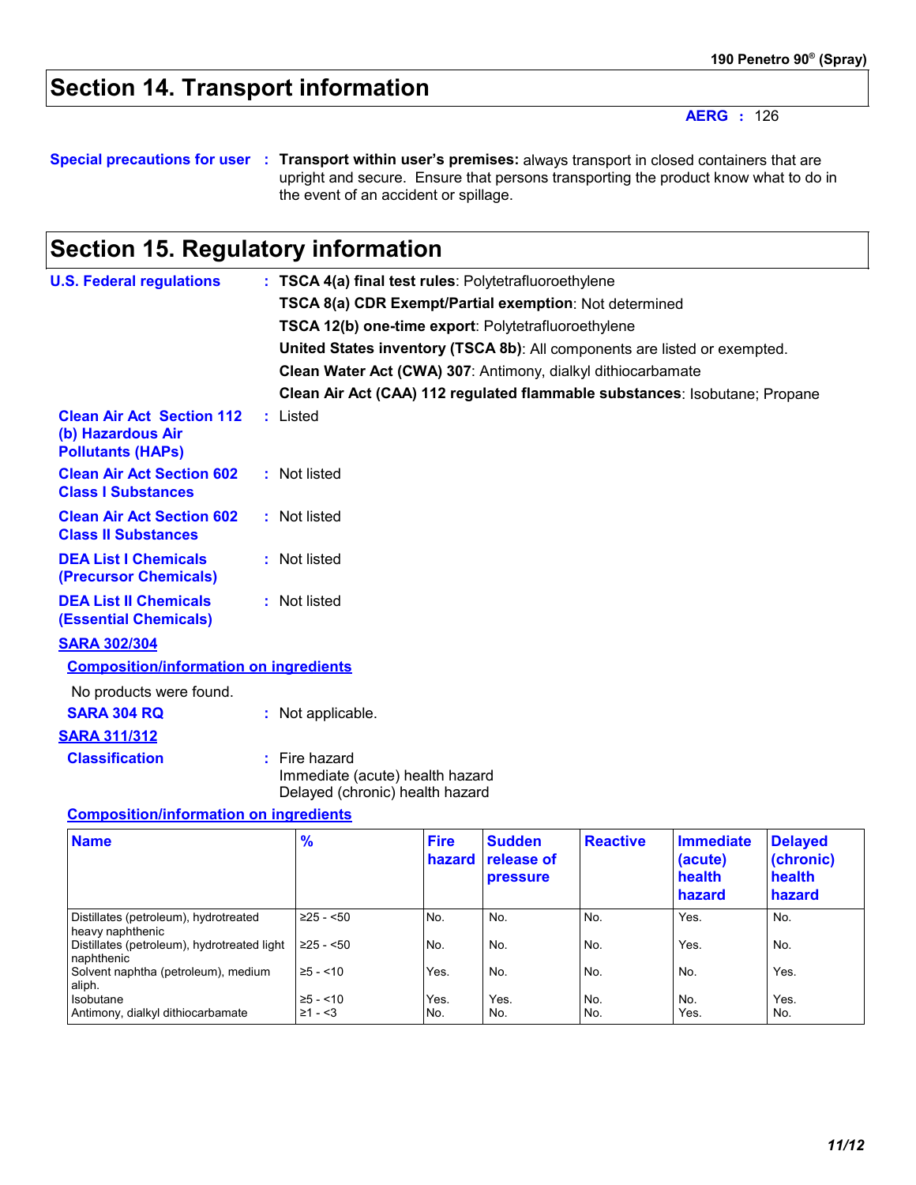## Section 14. Transport information

**AERG** : 126

**Special precautions for user** : **Transport within user's premises:** always transport in closed containers that are upright and secure. Ensure that persons transporting the product know what to do in the event of an accident or spillage.

## Section 15. Regulatory information

**U.S. Federal regulations** :
**TSCA 4(a) final test rules**: Polytetrafluoroethylene
**TSCA 8(a) CDR Exempt/Partial exemption**: Not determined
**TSCA 12(b) one-time export**: Polytetrafluoroethylene
**United States inventory (TSCA 8b)**: All components are listed or exempted.
**Clean Water Act (CWA) 307**: Antimony, dialkyl dithiocarbamate
**Clean Air Act (CAA) 112 regulated flammable substances**: Isobutane; Propane

**Clean Air Act Section 112 (b) Hazardous Air Pollutants (HAPs)** : Listed

**Clean Air Act Section 602 Class I Substances** : Not listed

**Clean Air Act Section 602 Class II Substances** : Not listed

**DEA List I Chemicals (Precursor Chemicals)** : Not listed

**DEA List II Chemicals (Essential Chemicals)** : Not listed

**SARA 302/304**

**Composition/information on ingredients**

No products were found.

**SARA 304 RQ** : Not applicable.

**SARA 311/312**

**Classification** : Fire hazard
Immediate (acute) health hazard
Delayed (chronic) health hazard

**Composition/information on ingredients**

| Name | % | Fire hazard | Sudden release of pressure | Reactive | Immediate (acute) health hazard | Delayed (chronic) health hazard |
|---|---|---|---|---|---|---|
| Distillates (petroleum), hydrotreated heavy naphthenic | ≥25 - <50 | No. | No. | No. | Yes. | No. |
| Distillates (petroleum), hydrotreated light naphthenic | ≥25 - <50 | No. | No. | No. | Yes. | No. |
| Solvent naphtha (petroleum), medium aliph. | ≥5 - <10 | Yes. | No. | No. | No. | Yes. |
| Isobutane | ≥5 - <10 | Yes. | Yes. | No. | No. | Yes. |
| Antimony, dialkyl dithiocarbamate | ≥1 - <3 | No. | No. | No. | Yes. | No. |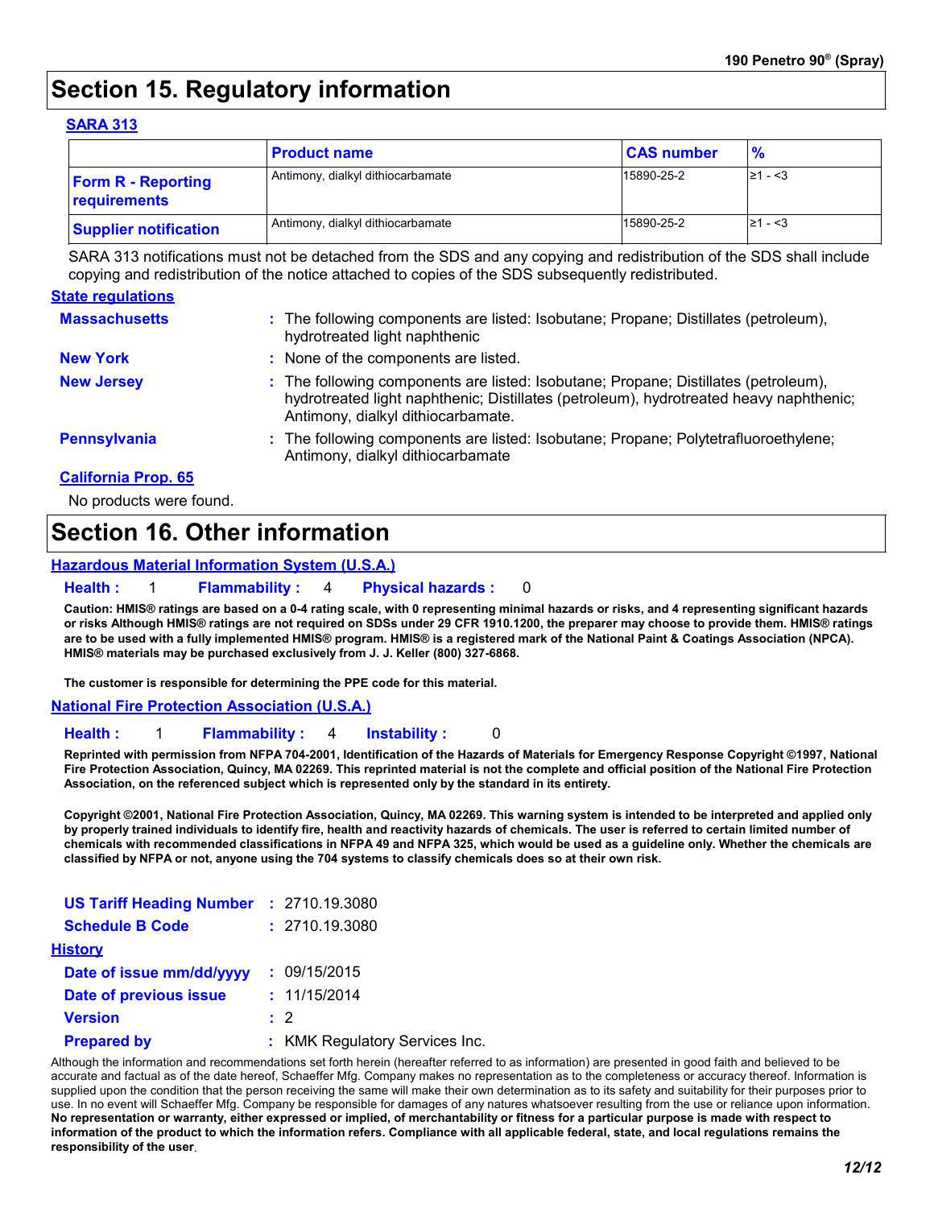# Section 15. Regulatory information

**SARA 313**

| | Product name | CAS number | % |
|---|---|---|---|
| **Form R - Reporting requirements** | Antimony, dialkyl dithiocarbamate | 15890-25-2 | ≥1 - <3 |
| **Supplier notification** | Antimony, dialkyl dithiocarbamate | 15890-25-2 | ≥1 - <3 |

SARA 313 notifications must not be detached from the SDS and any copying and redistribution of the SDS shall include copying and redistribution of the notice attached to copies of the SDS subsequently redistributed.

**State regulations**

**Massachusetts** : The following components are listed: Isobutane; Propane; Distillates (petroleum), hydrotreated light naphthenic

**New York** : None of the components are listed.

**New Jersey** : The following components are listed: Isobutane; Propane; Distillates (petroleum), hydrotreated light naphthenic; Distillates (petroleum), hydrotreated heavy naphthenic; Antimony, dialkyl dithiocarbamate.

**Pennsylvania** : The following components are listed: Isobutane; Propane; Polytetrafluoroethylene; Antimony, dialkyl dithiocarbamate

**California Prop. 65**

No products were found.

# Section 16. Other information

**Hazardous Material Information System (U.S.A.)**

**Health :** 1 **Flammability :** 4 **Physical hazards :** 0

**Caution: HMIS® ratings are based on a 0-4 rating scale, with 0 representing minimal hazards or risks, and 4 representing significant hazards or risks Although HMIS® ratings are not required on SDSs under 29 CFR 1910.1200, the preparer may choose to provide them. HMIS® ratings are to be used with a fully implemented HMIS® program. HMIS® is a registered mark of the National Paint & Coatings Association (NPCA). HMIS® materials may be purchased exclusively from J. J. Keller (800) 327-6868.**

**The customer is responsible for determining the PPE code for this material.**

**National Fire Protection Association (U.S.A.)**

**Health :** 1 **Flammability :** 4 **Instability :** 0

**Reprinted with permission from NFPA 704-2001, Identification of the Hazards of Materials for Emergency Response Copyright ©1997, National Fire Protection Association, Quincy, MA 02269. This reprinted material is not the complete and official position of the National Fire Protection Association, on the referenced subject which is represented only by the standard in its entirety.**

**Copyright ©2001, National Fire Protection Association, Quincy, MA 02269. This warning system is intended to be interpreted and applied only by properly trained individuals to identify fire, health and reactivity hazards of chemicals. The user is referred to certain limited number of chemicals with recommended classifications in NFPA 49 and NFPA 325, which would be used as a guideline only. Whether the chemicals are classified by NFPA or not, anyone using the 704 systems to classify chemicals does so at their own risk.**

**US Tariff Heading Number** : 2710.19.3080

**Schedule B Code** : 2710.19.3080

**History**

**Date of issue mm/dd/yyyy** : 09/15/2015

**Date of previous issue** : 11/15/2014

**Version** : 2

**Prepared by** : KMK Regulatory Services Inc.

Although the information and recommendations set forth herein (hereafter referred to as information) are presented in good faith and believed to be accurate and factual as of the date hereof, Schaeffer Mfg. Company makes no representation as to the completeness or accuracy thereof. Information is supplied upon the condition that the person receiving the same will make their own determination as to its safety and suitability for their purposes prior to use. In no event will Schaeffer Mfg. Company be responsible for damages of any natures whatsoever resulting from the use or reliance upon information. **No representation or warranty, either expressed or implied, of merchantability or fitness for a particular purpose is made with respect to information of the product to which the information refers. Compliance with all applicable federal, state, and local regulations remains the responsibility of the user.**